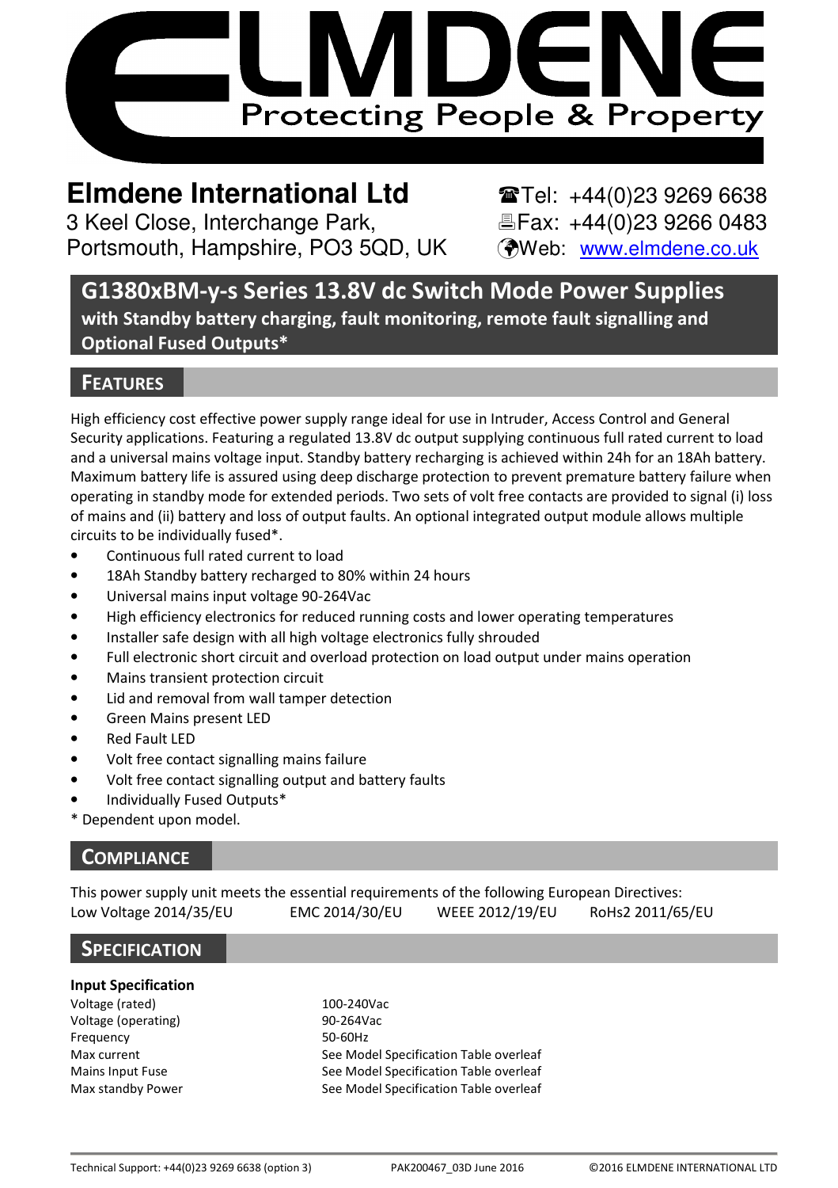# ELMDENE

Protecting People & Property

**Elmdene International Ltd**
3 Keel Close, Interchange Park,
Portsmouth, Hampshire, PO3 5QD, UK

☎Tel: +44(0)23 9269 6638
🖷Fax: +44(0)23 9266 0483
Web: www.elmdene.co.uk

## G1380xBM-y-s Series 13.8V dc Switch Mode Power Supplies

**with Standby battery charging, fault monitoring, remote fault signalling and Optional Fused Outputs***

## Features

High efficiency cost effective power supply range ideal for use in Intruder, Access Control and General Security applications. Featuring a regulated 13.8V dc output supplying continuous full rated current to load and a universal mains voltage input. Standby battery recharging is achieved within 24h for an 18Ah battery. Maximum battery life is assured using deep discharge protection to prevent premature battery failure when operating in standby mode for extended periods. Two sets of volt free contacts are provided to signal (i) loss of mains and (ii) battery and loss of output faults. An optional integrated output module allows multiple circuits to be individually fused*.

- Continuous full rated current to load
- 18Ah Standby battery recharged to 80% within 24 hours
- Universal mains input voltage 90-264Vac
- High efficiency electronics for reduced running costs and lower operating temperatures
- Installer safe design with all high voltage electronics fully shrouded
- Full electronic short circuit and overload protection on load output under mains operation
- Mains transient protection circuit
- Lid and removal from wall tamper detection
- Green Mains present LED
- Red Fault LED
- Volt free contact signalling mains failure
- Volt free contact signalling output and battery faults
- Individually Fused Outputs*

* Dependent upon model.

## Compliance

This power supply unit meets the essential requirements of the following European Directives:
Low Voltage 2014/35/EU EMC 2014/30/EU WEEE 2012/19/EU RoHs2 2011/65/EU

## Specification

**Input Specification**

| | |
|---|---|
| Voltage (rated) | 100-240Vac |
| Voltage (operating) | 90-264Vac |
| Frequency | 50-60Hz |
| Max current | See Model Specification Table overleaf |
| Mains Input Fuse | See Model Specification Table overleaf |
| Max standby Power | See Model Specification Table overleaf |

Technical Support: +44(0)23 9269 6638 (option 3) PAK200467_03D June 2016 ©2016 ELMDENE INTERNATIONAL LTD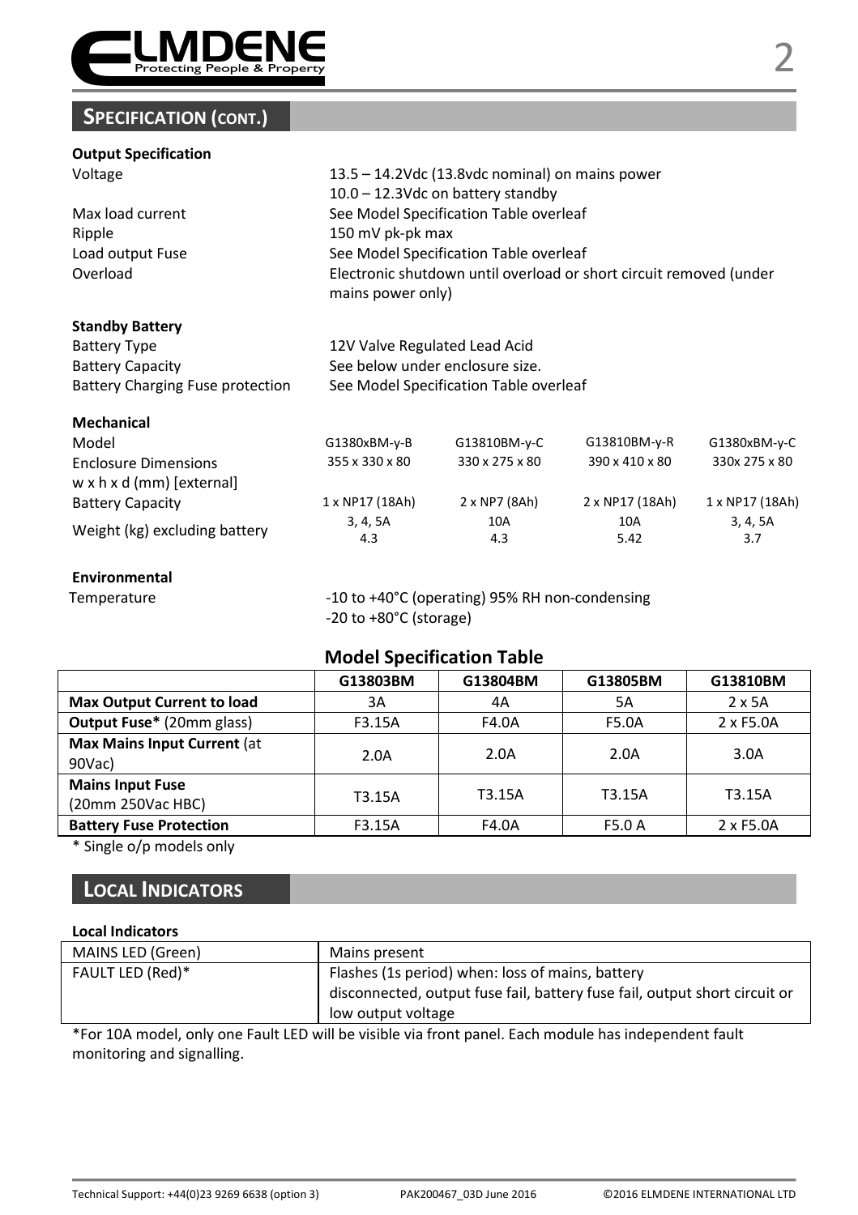## SPECIFICATION (CONT.)

### Output Specification

| | |
|---|---|
| Voltage | 13.5 – 14.2Vdc (13.8vdc nominal) on mains power<br>10.0 – 12.3Vdc on battery standby |
| Max load current | See Model Specification Table overleaf |
| Ripple | 150 mV pk-pk max |
| Load output Fuse | See Model Specification Table overleaf |
| Overload | Electronic shutdown until overload or short circuit removed (under mains power only) |

### Standby Battery

| | |
|---|---|
| Battery Type | 12V Valve Regulated Lead Acid |
| Battery Capacity | See below under enclosure size. |
| Battery Charging Fuse protection | See Model Specification Table overleaf |

### Mechanical

| Model | G1380xBM-y-B | G13810BM-y-C | G13810BM-y-R | G1380xBM-y-C |
|---|---|---|---|---|
| Enclosure Dimensions w x h x d (mm) [external] | 355 x 330 x 80 | 330 x 275 x 80 | 390 x 410 x 80 | 330x 275 x 80 |
| Battery Capacity | 1 x NP17 (18Ah) | 2 x NP7 (8Ah) | 2 x NP17 (18Ah) | 1 x NP17 (18Ah) |
| Weight (kg) excluding battery | 3, 4, 5A<br>4.3 | 10A<br>4.3 | 10A<br>5.42 | 3, 4, 5A<br>3.7 |

### Environmental

| | |
|---|---|
| Temperature | -10 to +40°C (operating) 95% RH non-condensing<br>-20 to +80°C (storage) |

### Model Specification Table

| | G13803BM | G13804BM | G13805BM | G13810BM |
|---|---|---|---|---|
| **Max Output Current to load** | 3A | 4A | 5A | 2 x 5A |
| **Output Fuse*** (20mm glass) | F3.15A | F4.0A | F5.0A | 2 x F5.0A |
| **Max Mains Input Current** (at 90Vac) | 2.0A | 2.0A | 2.0A | 3.0A |
| **Mains Input Fuse** (20mm 250Vac HBC) | T3.15A | T3.15A | T3.15A | T3.15A |
| **Battery Fuse Protection** | F3.15A | F4.0A | F5.0 A | 2 x F5.0A |

\* Single o/p models only

## LOCAL INDICATORS

**Local Indicators**

| | |
|---|---|
| MAINS LED (Green) | Mains present |
| FAULT LED (Red)* | Flashes (1s period) when: loss of mains, battery disconnected, output fuse fail, battery fuse fail, output short circuit or low output voltage |

*For 10A model, only one Fault LED will be visible via front panel. Each module has independent fault monitoring and signalling.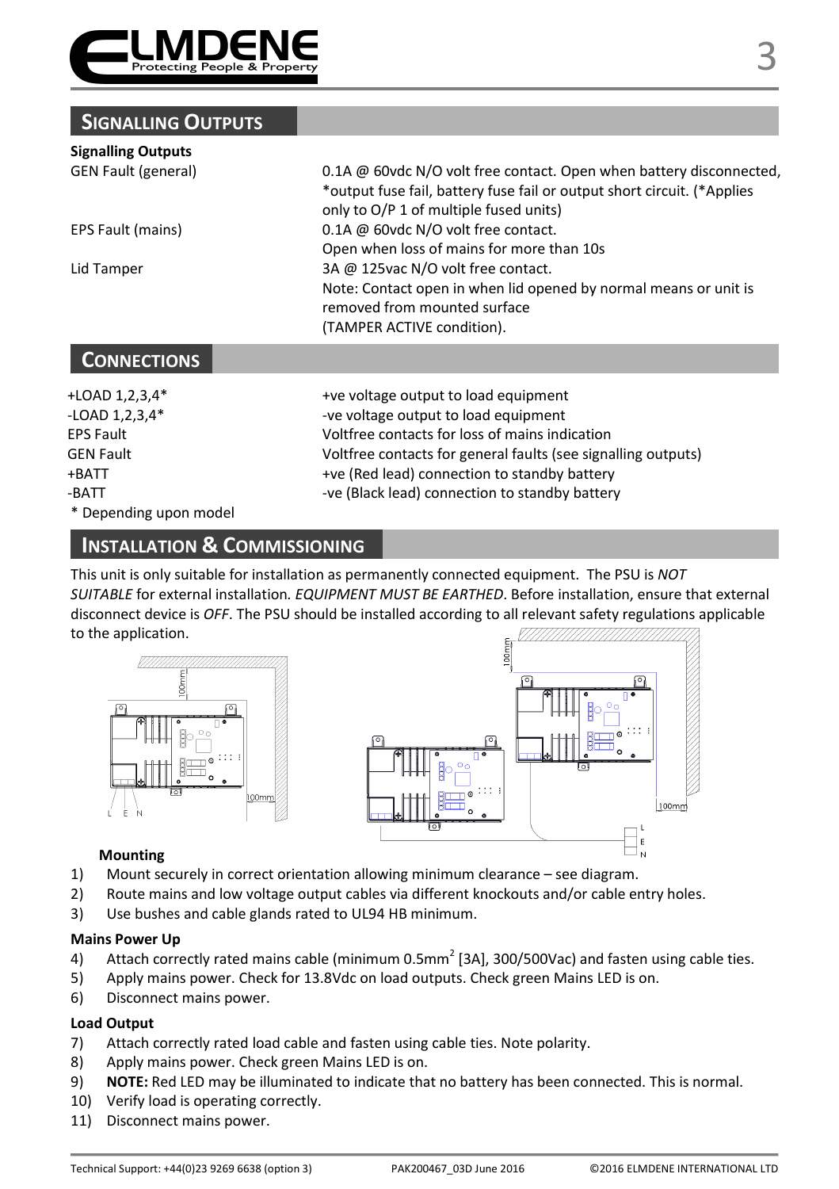## SIGNALLING OUTPUTS

**Signalling Outputs**

| | |
|---|---|
| GEN Fault (general) | 0.1A @ 60vdc N/O volt free contact. Open when battery disconnected, *output fuse fail, battery fuse fail or output short circuit. (*Applies only to O/P 1 of multiple fused units) |
| EPS Fault (mains) | 0.1A @ 60vdc N/O volt free contact. Open when loss of mains for more than 10s |
| Lid Tamper | 3A @ 125vac N/O volt free contact. Note: Contact open in when lid opened by normal means or unit is removed from mounted surface (TAMPER ACTIVE condition). |

## CONNECTIONS

| | |
|---|---|
| +LOAD 1,2,3,4* | +ve voltage output to load equipment |
| -LOAD 1,2,3,4* | -ve voltage output to load equipment |
| EPS Fault | Voltfree contacts for loss of mains indication |
| GEN Fault | Voltfree contacts for general faults (see signalling outputs) |
| +BATT | +ve (Red lead) connection to standby battery |
| -BATT | -ve (Black lead) connection to standby battery |

* Depending upon model

## INSTALLATION & COMMISSIONING

This unit is only suitable for installation as permanently connected equipment. The PSU is *NOT SUITABLE* for external installation. *EQUIPMENT MUST BE EARTHED*. Before installation, ensure that external disconnect device is *OFF*. The PSU should be installed according to all relevant safety regulations applicable to the application.

**Mounting**

1) Mount securely in correct orientation allowing minimum clearance – see diagram.
2) Route mains and low voltage output cables via different knockouts and/or cable entry holes.
3) Use bushes and cable glands rated to UL94 HB minimum.

**Mains Power Up**

4) Attach correctly rated mains cable (minimum 0.5mm$^2$ [3A], 300/500Vac) and fasten using cable ties.
5) Apply mains power. Check for 13.8Vdc on load outputs. Check green Mains LED is on.
6) Disconnect mains power.

**Load Output**

7) Attach correctly rated load cable and fasten using cable ties. Note polarity.
8) Apply mains power. Check green Mains LED is on.
9) **NOTE:** Red LED may be illuminated to indicate that no battery has been connected. This is normal.
10) Verify load is operating correctly.
11) Disconnect mains power.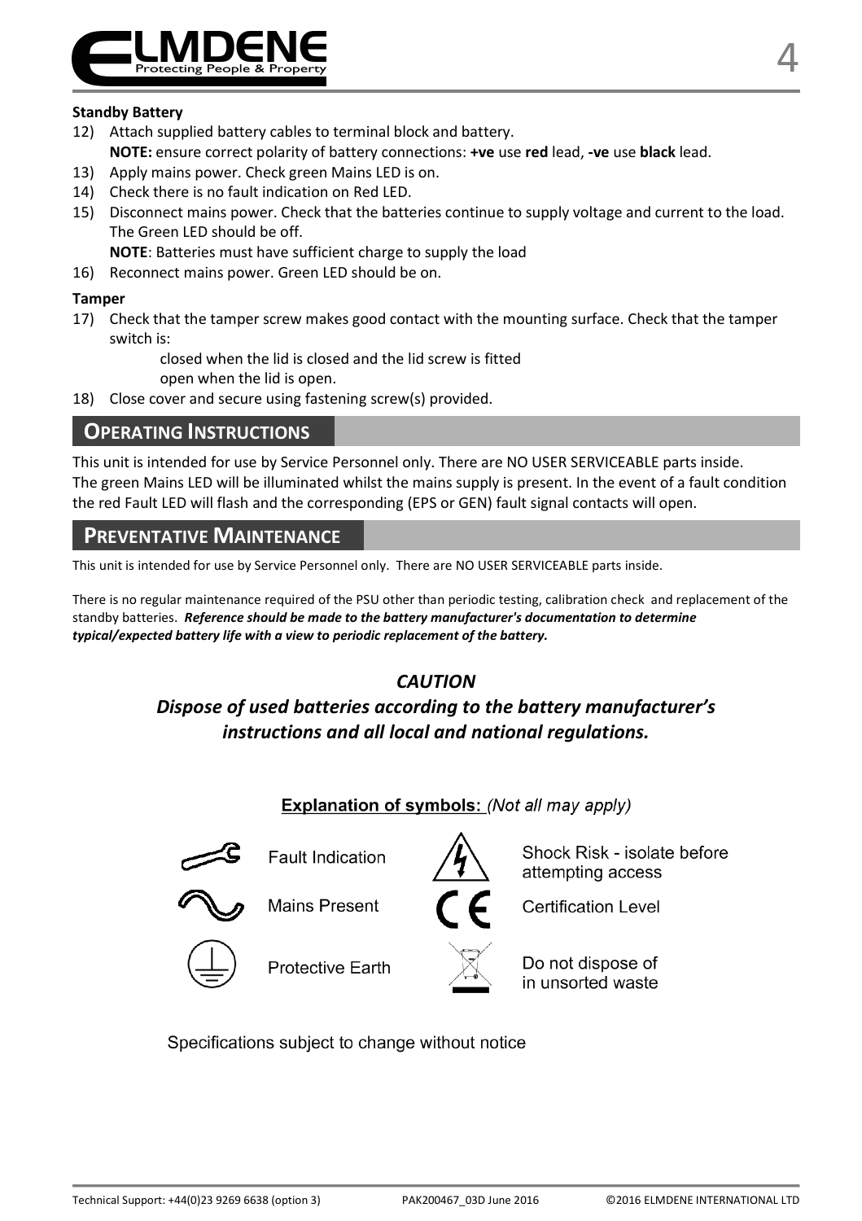**Standby Battery**

12) Attach supplied battery cables to terminal block and battery.
    **NOTE:** ensure correct polarity of battery connections: **+ve** use **red** lead, **-ve** use **black** lead.
13) Apply mains power. Check green Mains LED is on.
14) Check there is no fault indication on Red LED.
15) Disconnect mains power. Check that the batteries continue to supply voltage and current to the load. The Green LED should be off.
    **NOTE**: Batteries must have sufficient charge to supply the load
16) Reconnect mains power. Green LED should be on.

**Tamper**

17) Check that the tamper screw makes good contact with the mounting surface. Check that the tamper switch is:
    closed when the lid is closed and the lid screw is fitted
    open when the lid is open.
18) Close cover and secure using fastening screw(s) provided.

## OPERATING INSTRUCTIONS

This unit is intended for use by Service Personnel only. There are NO USER SERVICEABLE parts inside.
The green Mains LED will be illuminated whilst the mains supply is present. In the event of a fault condition the red Fault LED will flash and the corresponding (EPS or GEN) fault signal contacts will open.

## PREVENTATIVE MAINTENANCE

This unit is intended for use by Service Personnel only. There are NO USER SERVICEABLE parts inside.

There is no regular maintenance required of the PSU other than periodic testing, calibration check and replacement of the standby batteries. ***Reference should be made to the battery manufacturer's documentation to determine typical/expected battery life with a view to periodic replacement of the battery.***

***CAUTION***

***Dispose of used batteries according to the battery manufacturer's instructions and all local and national regulations.***

**Explanation of symbols:** *(Not all may apply)*

| | | | |
|---|---|---|---|
| | Fault Indication | | Shock Risk - isolate before attempting access |
| | Mains Present | | Certification Level |
| | Protective Earth | | Do not dispose of in unsorted waste |

Specifications subject to change without notice

Technical Support: +44(0)23 9269 6638 (option 3) PAK200467_03D June 2016 ©2016 ELMDENE INTERNATIONAL LTD